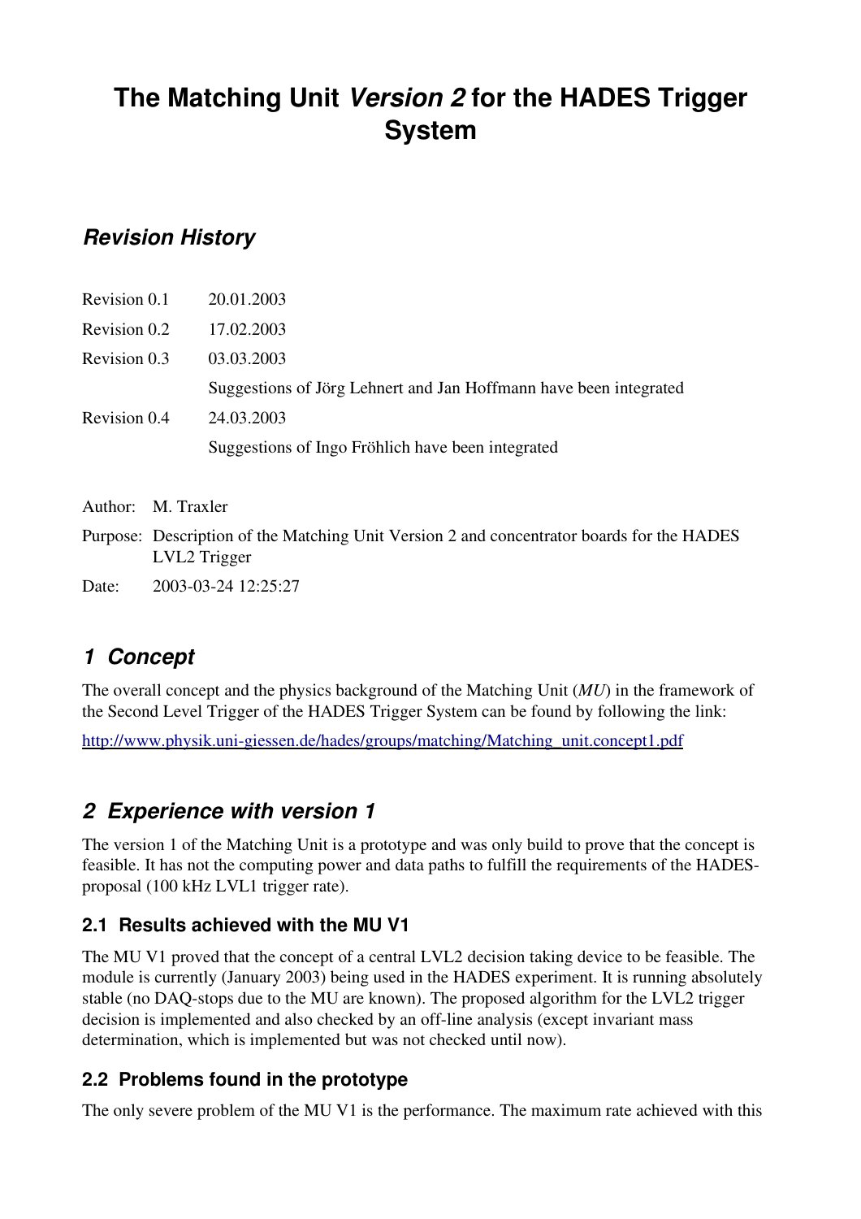# The Matching Unit *Version 2* for the HADES Trigger System

## *Revision History*

| | |
|---|---|
| Revision 0.1 | 20.01.2003 |
| Revision 0.2 | 17.02.2003 |
| Revision 0.3 | 03.03.2003 |
| | Suggestions of Jörg Lehnert and Jan Hoffmann have been integrated |
| Revision 0.4 | 24.03.2003 |
| | Suggestions of Ingo Fröhlich have been integrated |

Author: M. Traxler

Purpose: Description of the Matching Unit Version 2 and concentrator boards for the HADES LVL2 Trigger

Date: 2003-03-24 12:25:27

## *1 Concept*

The overall concept and the physics background of the Matching Unit (*MU*) in the framework of the Second Level Trigger of the HADES Trigger System can be found by following the link:

http://www.physik.uni-giessen.de/hades/groups/matching/Matching_unit.concept1.pdf

## *2 Experience with version 1*

The version 1 of the Matching Unit is a prototype and was only build to prove that the concept is feasible. It has not the computing power and data paths to fulfill the requirements of the HADES-proposal (100 kHz LVL1 trigger rate).

### 2.1 Results achieved with the MU V1

The MU V1 proved that the concept of a central LVL2 decision taking device to be feasible. The module is currently (January 2003) being used in the HADES experiment. It is running absolutely stable (no DAQ-stops due to the MU are known). The proposed algorithm for the LVL2 trigger decision is implemented and also checked by an off-line analysis (except invariant mass determination, which is implemented but was not checked until now).

### 2.2 Problems found in the prototype

The only severe problem of the MU V1 is the performance. The maximum rate achieved with this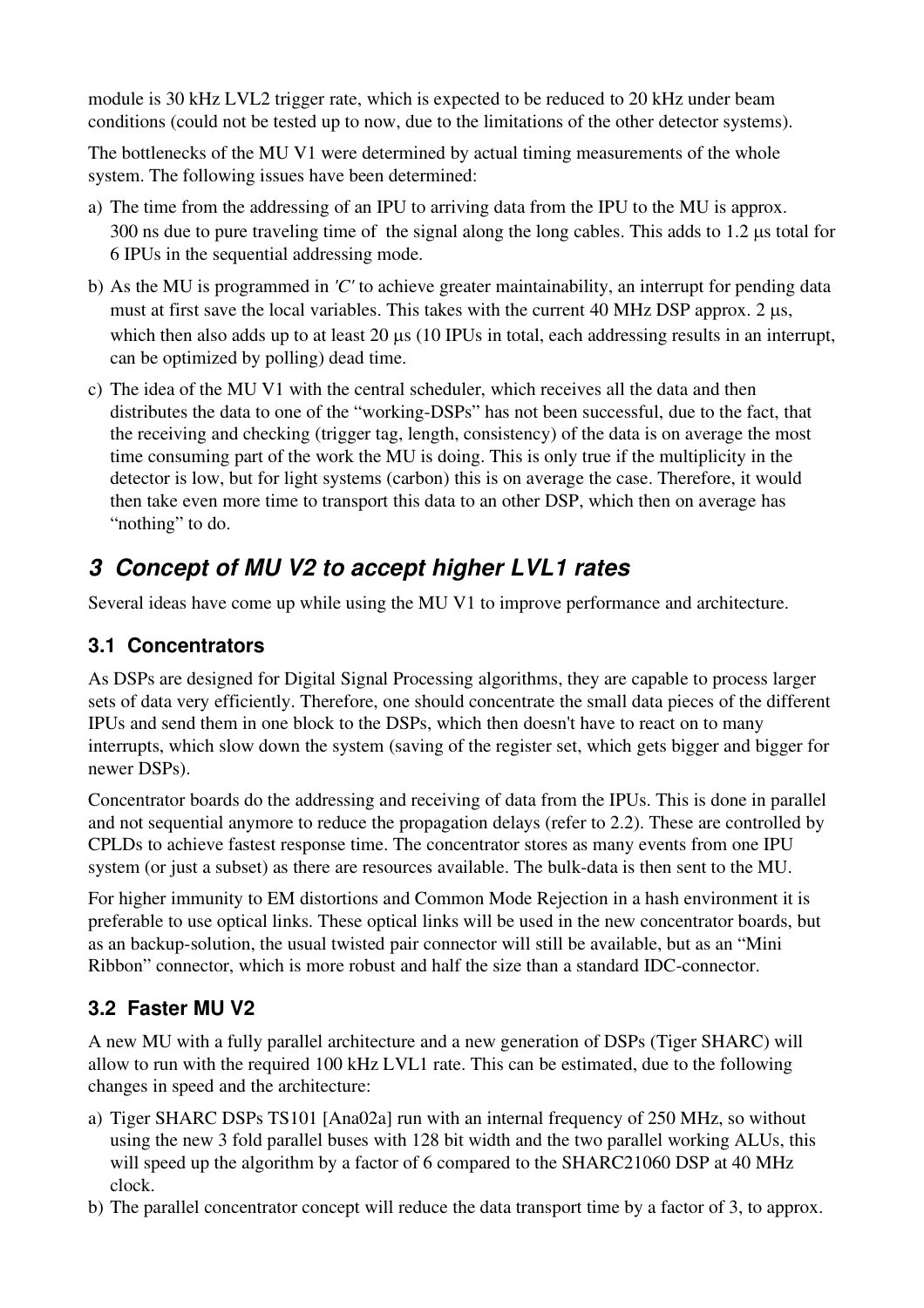module is 30 kHz LVL2 trigger rate, which is expected to be reduced to 20 kHz under beam conditions (could not be tested up to now, due to the limitations of the other detector systems).

The bottlenecks of the MU V1 were determined by actual timing measurements of the whole system. The following issues have been determined:

a) The time from the addressing of an IPU to arriving data from the IPU to the MU is approx. 300 ns due to pure traveling time of the signal along the long cables. This adds to 1.2 μs total for 6 IPUs in the sequential addressing mode.

b) As the MU is programmed in *'C'* to achieve greater maintainability, an interrupt for pending data must at first save the local variables. This takes with the current 40 MHz DSP approx. 2 μs, which then also adds up to at least 20 μs (10 IPUs in total, each addressing results in an interrupt, can be optimized by polling) dead time.

c) The idea of the MU V1 with the central scheduler, which receives all the data and then distributes the data to one of the "working-DSPs" has not been successful, due to the fact, that the receiving and checking (trigger tag, length, consistency) of the data is on average the most time consuming part of the work the MU is doing. This is only true if the multiplicity in the detector is low, but for light systems (carbon) this is on average the case. Therefore, it would then take even more time to transport this data to an other DSP, which then on average has "nothing" to do.

## 3 Concept of MU V2 to accept higher LVL1 rates

Several ideas have come up while using the MU V1 to improve performance and architecture.

### 3.1 Concentrators

As DSPs are designed for Digital Signal Processing algorithms, they are capable to process larger sets of data very efficiently. Therefore, one should concentrate the small data pieces of the different IPUs and send them in one block to the DSPs, which then doesn't have to react on to many interrupts, which slow down the system (saving of the register set, which gets bigger and bigger for newer DSPs).

Concentrator boards do the addressing and receiving of data from the IPUs. This is done in parallel and not sequential anymore to reduce the propagation delays (refer to 2.2). These are controlled by CPLDs to achieve fastest response time. The concentrator stores as many events from one IPU system (or just a subset) as there are resources available. The bulk-data is then sent to the MU.

For higher immunity to EM distortions and Common Mode Rejection in a hash environment it is preferable to use optical links. These optical links will be used in the new concentrator boards, but as an backup-solution, the usual twisted pair connector will still be available, but as an "Mini Ribbon" connector, which is more robust and half the size than a standard IDC-connector.

### 3.2 Faster MU V2

A new MU with a fully parallel architecture and a new generation of DSPs (Tiger SHARC) will allow to run with the required 100 kHz LVL1 rate. This can be estimated, due to the following changes in speed and the architecture:

a) Tiger SHARC DSPs TS101 [Ana02a] run with an internal frequency of 250 MHz, so without using the new 3 fold parallel buses with 128 bit width and the two parallel working ALUs, this will speed up the algorithm by a factor of 6 compared to the SHARC21060 DSP at 40 MHz clock.

b) The parallel concentrator concept will reduce the data transport time by a factor of 3, to approx.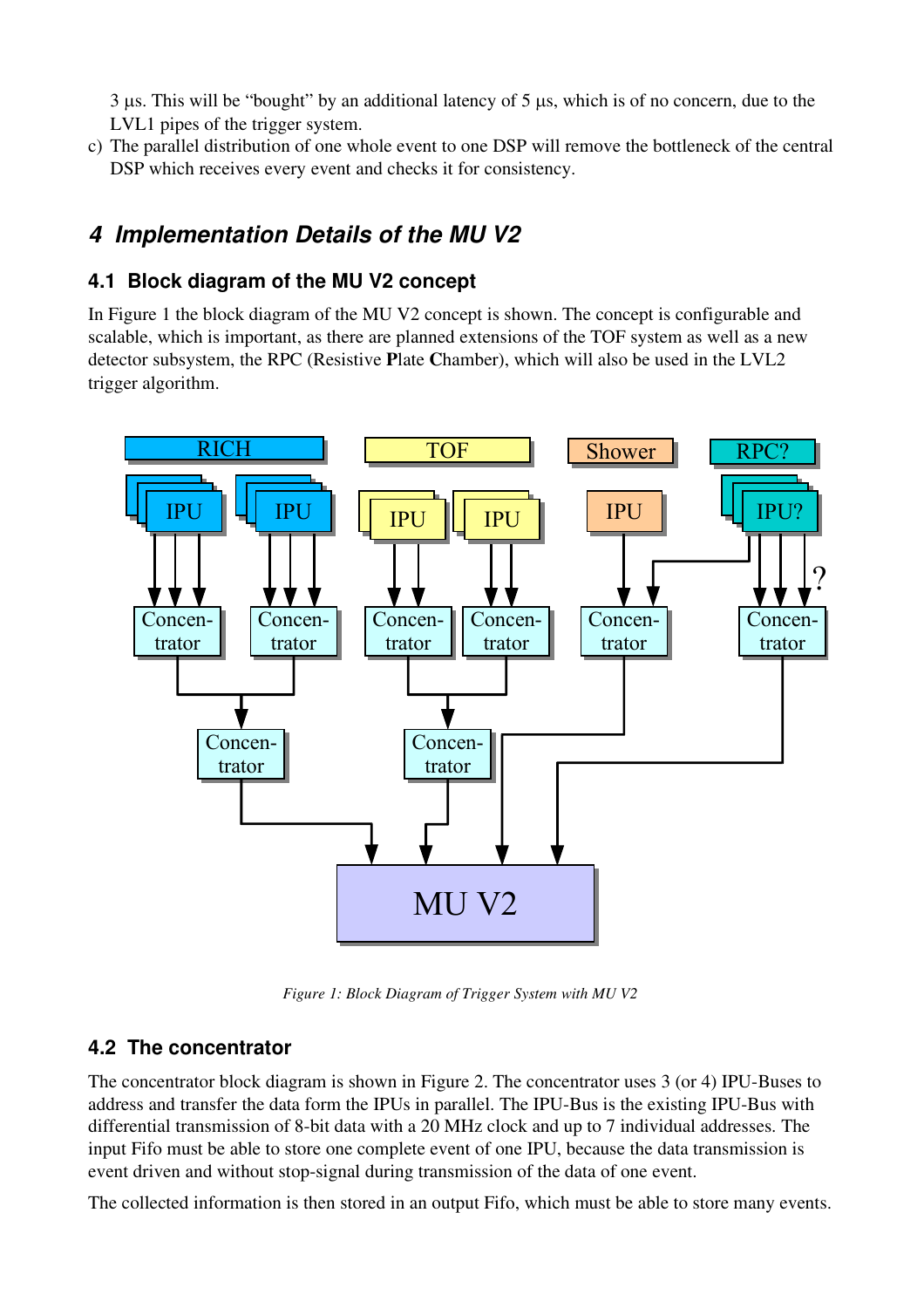3 μs. This will be "bought" by an additional latency of 5 μs, which is of no concern, due to the LVL1 pipes of the trigger system.

c) The parallel distribution of one whole event to one DSP will remove the bottleneck of the central DSP which receives every event and checks it for consistency.

# 4 Implementation Details of the MU V2

## 4.1 Block diagram of the MU V2 concept

In Figure 1 the block diagram of the MU V2 concept is shown. The concept is configurable and scalable, which is important, as there are planned extensions of the TOF system as well as a new detector subsystem, the RPC (Resistive **P**late **C**hamber), which will also be used in the LVL2 trigger algorithm.

*Figure 1: Block Diagram of Trigger System with MU V2*

## 4.2 The concentrator

The concentrator block diagram is shown in Figure 2. The concentrator uses 3 (or 4) IPU-Buses to address and transfer the data form the IPUs in parallel. The IPU-Bus is the existing IPU-Bus with differential transmission of 8-bit data with a 20 MHz clock and up to 7 individual addresses. The input Fifo must be able to store one complete event of one IPU, because the data transmission is event driven and without stop-signal during transmission of the data of one event.

The collected information is then stored in an output Fifo, which must be able to store many events.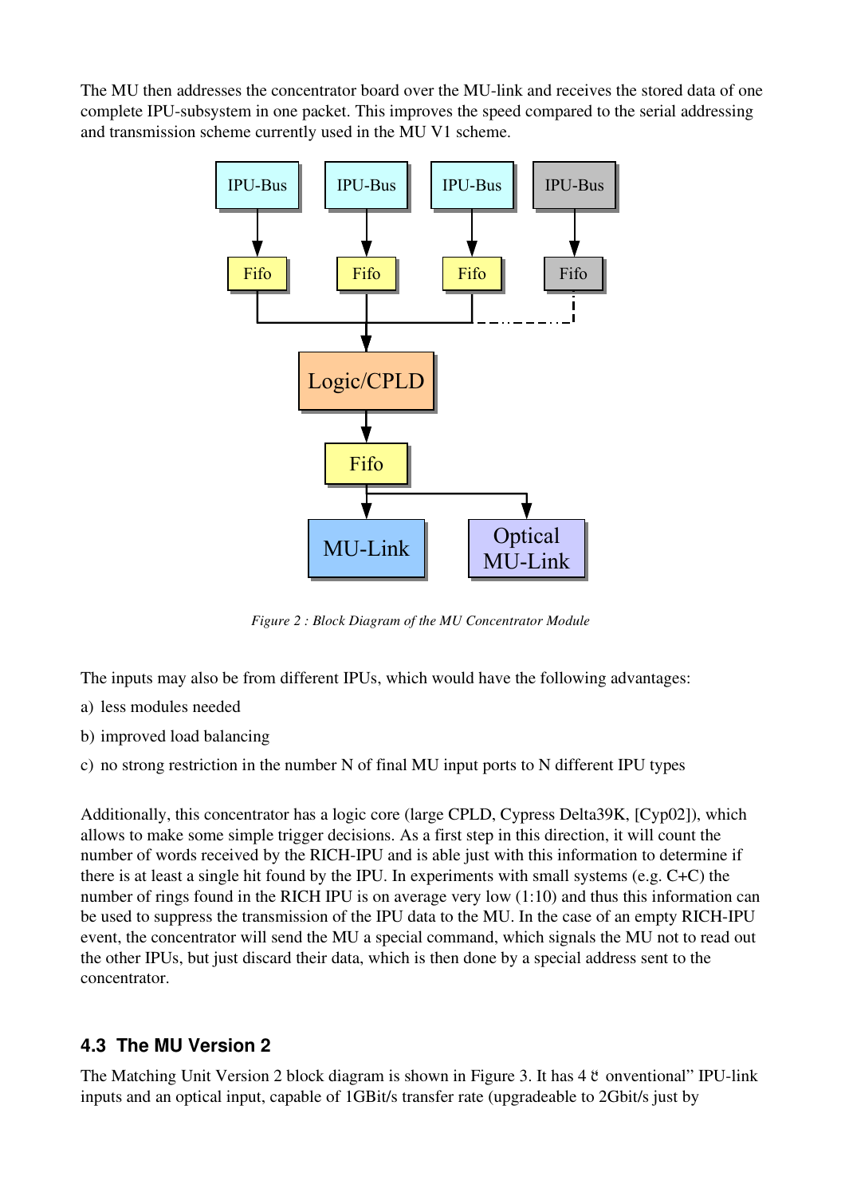The MU then addresses the concentrator board over the MU-link and receives the stored data of one complete IPU-subsystem in one packet. This improves the speed compared to the serial addressing and transmission scheme currently used in the MU V1 scheme.

*Figure 2 : Block Diagram of the MU Concentrator Module*

The inputs may also be from different IPUs, which would have the following advantages:

a) less modules needed

b) improved load balancing

c) no strong restriction in the number N of final MU input ports to N different IPU types

Additionally, this concentrator has a logic core (large CPLD, Cypress Delta39K, [Cyp02]), which allows to make some simple trigger decisions. As a first step in this direction, it will count the number of words received by the RICH-IPU and is able just with this information to determine if there is at least a single hit found by the IPU. In experiments with small systems (e.g. C+C) the number of rings found in the RICH IPU is on average very low (1:10) and thus this information can be used to suppress the transmission of the IPU data to the MU. In the case of an empty RICH-IPU event, the concentrator will send the MU a special command, which signals the MU not to read out the other IPUs, but just discard their data, which is then done by a special address sent to the concentrator.

## 4.3 The MU Version 2

The Matching Unit Version 2 block diagram is shown in Figure 3. It has 4 "conventional" IPU-link inputs and an optical input, capable of 1GBit/s transfer rate (upgradeable to 2Gbit/s just by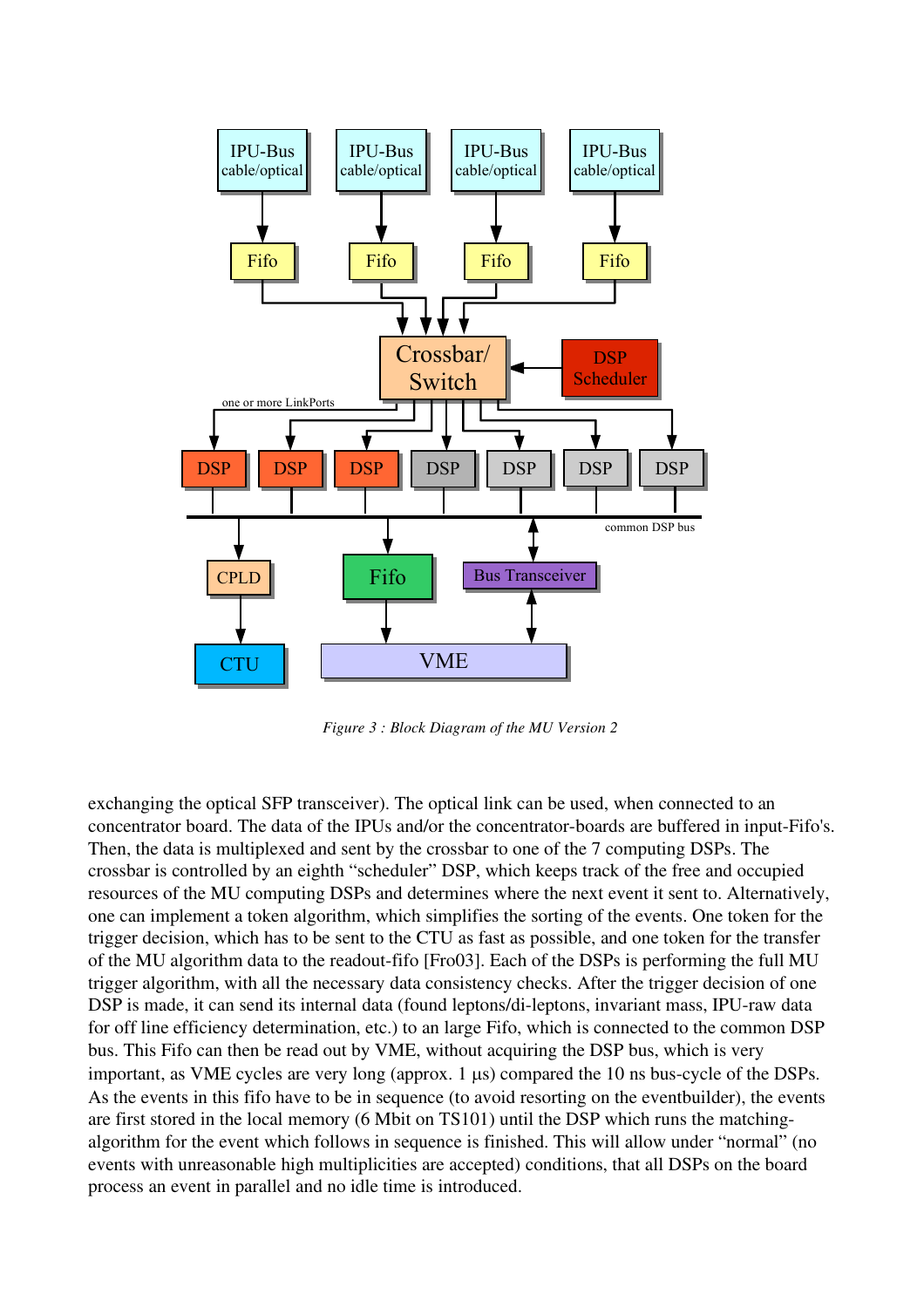*Figure 3 : Block Diagram of the MU Version 2*

exchanging the optical SFP transceiver). The optical link can be used, when connected to an concentrator board. The data of the IPUs and/or the concentrator-boards are buffered in input-Fifo's. Then, the data is multiplexed and sent by the crossbar to one of the 7 computing DSPs. The crossbar is controlled by an eighth "scheduler" DSP, which keeps track of the free and occupied resources of the MU computing DSPs and determines where the next event it sent to. Alternatively, one can implement a token algorithm, which simplifies the sorting of the events. One token for the trigger decision, which has to be sent to the CTU as fast as possible, and one token for the transfer of the MU algorithm data to the readout-fifo [Fro03]. Each of the DSPs is performing the full MU trigger algorithm, with all the necessary data consistency checks. After the trigger decision of one DSP is made, it can send its internal data (found leptons/di-leptons, invariant mass, IPU-raw data for off line efficiency determination, etc.) to an large Fifo, which is connected to the common DSP bus. This Fifo can then be read out by VME, without acquiring the DSP bus, which is very important, as VME cycles are very long (approx. 1 µs) compared the 10 ns bus-cycle of the DSPs. As the events in this fifo have to be in sequence (to avoid resorting on the eventbuilder), the events are first stored in the local memory (6 Mbit on TS101) until the DSP which runs the matching-algorithm for the event which follows in sequence is finished. This will allow under "normal" (no events with unreasonable high multiplicities are accepted) conditions, that all DSPs on the board process an event in parallel and no idle time is introduced.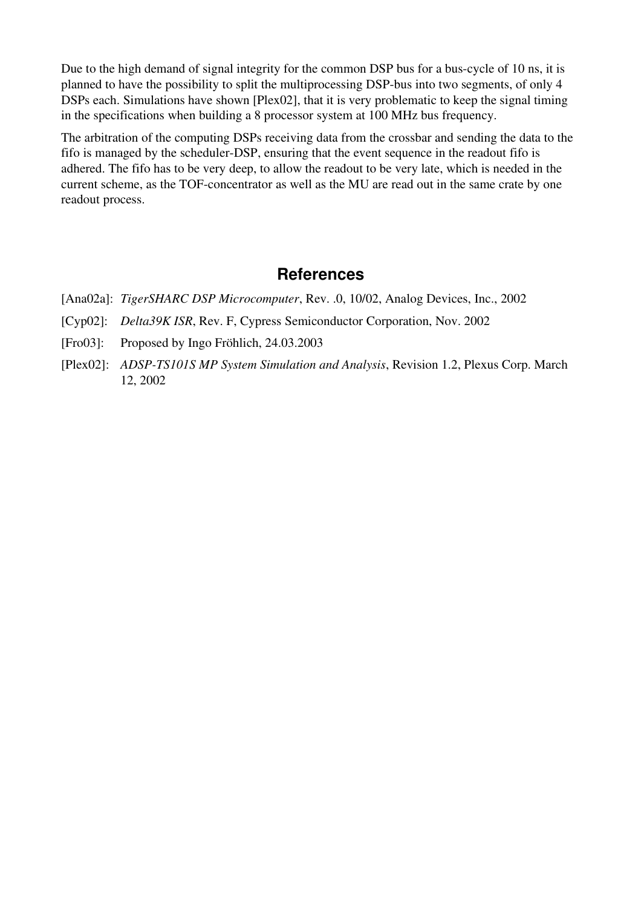Due to the high demand of signal integrity for the common DSP bus for a bus-cycle of 10 ns, it is planned to have the possibility to split the multiprocessing DSP-bus into two segments, of only 4 DSPs each. Simulations have shown [Plex02], that it is very problematic to keep the signal timing in the specifications when building a 8 processor system at 100 MHz bus frequency.

The arbitration of the computing DSPs receiving data from the crossbar and sending the data to the fifo is managed by the scheduler-DSP, ensuring that the event sequence in the readout fifo is adhered. The fifo has to be very deep, to allow the readout to be very late, which is needed in the current scheme, as the TOF-concentrator as well as the MU are read out in the same crate by one readout process.

## References

[Ana02a]: *TigerSHARC DSP Microcomputer*, Rev. .0, 10/02, Analog Devices, Inc., 2002

[Cyp02]: *Delta39K ISR*, Rev. F, Cypress Semiconductor Corporation, Nov. 2002

[Fro03]: Proposed by Ingo Fröhlich, 24.03.2003

[Plex02]: *ADSP-TS101S MP System Simulation and Analysis*, Revision 1.2, Plexus Corp. March 12, 2002